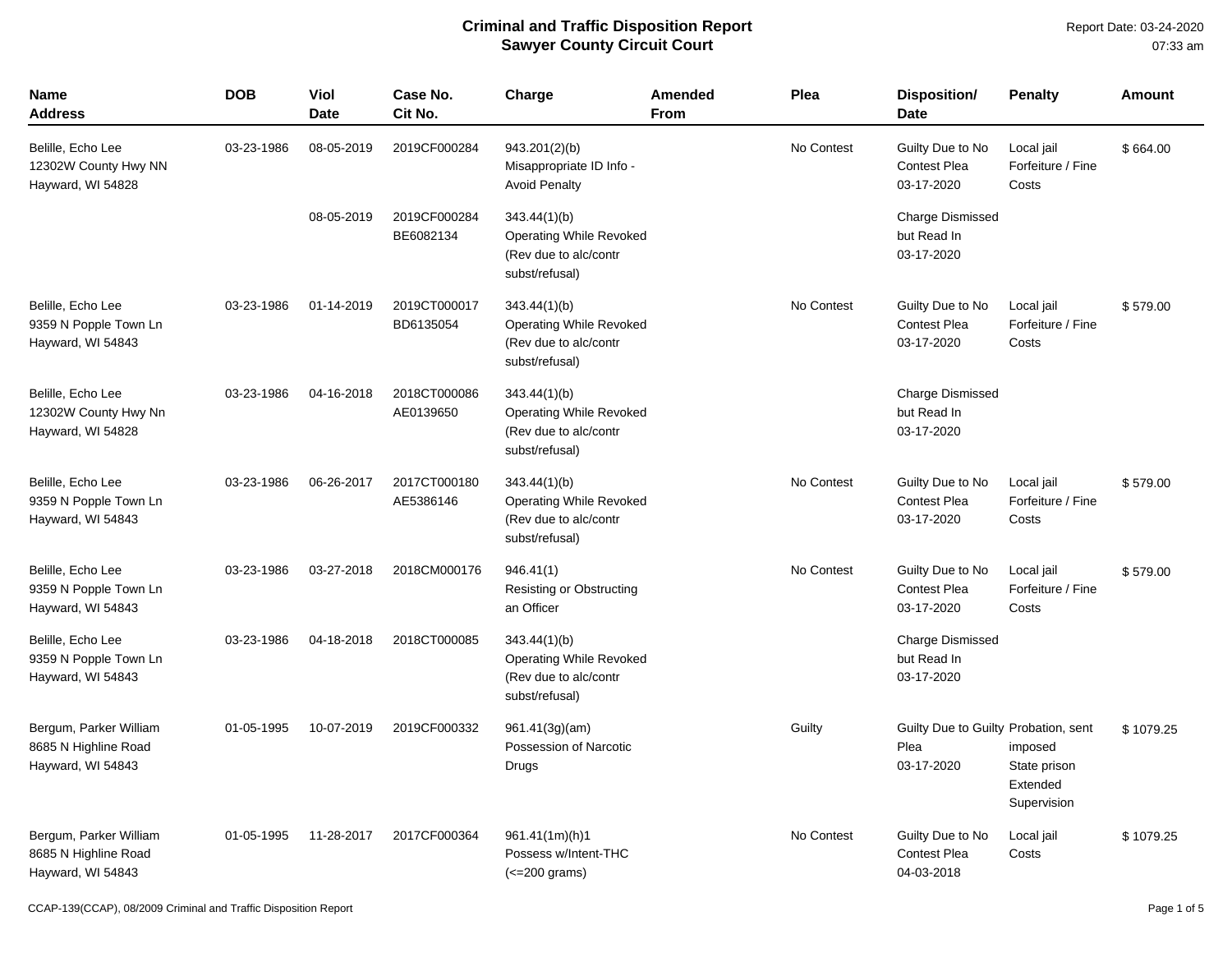# Criminal and Traffic Disposition Report
## Sawyer County Circuit Court

Report Date: 03-24-2020
07:33 am

| Name<br>Address | DOB | Viol Date | Case No.<br>Cit No. | Charge | Amended From | Plea | Disposition/<br>Date | Penalty | Amount |
|---|---|---|---|---|---|---|---|---|---|
| Belille, Echo Lee<br>12302W County Hwy NN<br>Hayward, WI 54828 | 03-23-1986 | 08-05-2019 | 2019CF000284 | 943.201(2)(b)<br>Misappropriate ID Info - Avoid Penalty | | No Contest | Guilty Due to No Contest Plea<br>03-17-2020 | Local jail<br>Forfeiture / Fine<br>Costs | $ 664.00 |
| | | 08-05-2019 | 2019CF000284<br>BE6082134 | 343.44(1)(b)<br>Operating While Revoked (Rev due to alc/contr subst/refusal) | | | Charge Dismissed but Read In<br>03-17-2020 | | |
| Belille, Echo Lee<br>9359 N Popple Town Ln<br>Hayward, WI 54843 | 03-23-1986 | 01-14-2019 | 2019CT000017<br>BD6135054 | 343.44(1)(b)<br>Operating While Revoked (Rev due to alc/contr subst/refusal) | | No Contest | Guilty Due to No Contest Plea<br>03-17-2020 | Local jail<br>Forfeiture / Fine<br>Costs | $ 579.00 |
| Belille, Echo Lee<br>12302W County Hwy Nn<br>Hayward, WI 54828 | 03-23-1986 | 04-16-2018 | 2018CT000086<br>AE0139650 | 343.44(1)(b)<br>Operating While Revoked (Rev due to alc/contr subst/refusal) | | | Charge Dismissed but Read In<br>03-17-2020 | | |
| Belille, Echo Lee<br>9359 N Popple Town Ln<br>Hayward, WI 54843 | 03-23-1986 | 06-26-2017 | 2017CT000180<br>AE5386146 | 343.44(1)(b)<br>Operating While Revoked (Rev due to alc/contr subst/refusal) | | No Contest | Guilty Due to No Contest Plea<br>03-17-2020 | Local jail<br>Forfeiture / Fine<br>Costs | $ 579.00 |
| Belille, Echo Lee<br>9359 N Popple Town Ln<br>Hayward, WI 54843 | 03-23-1986 | 03-27-2018 | 2018CM000176 | 946.41(1)<br>Resisting or Obstructing an Officer | | No Contest | Guilty Due to No Contest Plea<br>03-17-2020 | Local jail<br>Forfeiture / Fine<br>Costs | $ 579.00 |
| Belille, Echo Lee<br>9359 N Popple Town Ln<br>Hayward, WI 54843 | 03-23-1986 | 04-18-2018 | 2018CT000085 | 343.44(1)(b)<br>Operating While Revoked (Rev due to alc/contr subst/refusal) | | | Charge Dismissed but Read In<br>03-17-2020 | | |
| Bergum, Parker William<br>8685 N Highline Road<br>Hayward, WI 54843 | 01-05-1995 | 10-07-2019 | 2019CF000332 | 961.41(3g)(am)<br>Possession of Narcotic Drugs | | Guilty | Guilty Due to Guilty Plea<br>03-17-2020 | Probation, sent imposed<br>State prison<br>Extended Supervision | $ 1079.25 |
| Bergum, Parker William<br>8685 N Highline Road<br>Hayward, WI 54843 | 01-05-1995 | 11-28-2017 | 2017CF000364 | 961.41(1m)(h)1<br>Possess w/Intent-THC (<=200 grams) | | No Contest | Guilty Due to No Contest Plea<br>04-03-2018 | Local jail<br>Costs | $ 1079.25 |

CCAP-139(CCAP), 08/2009 Criminal and Traffic Disposition Report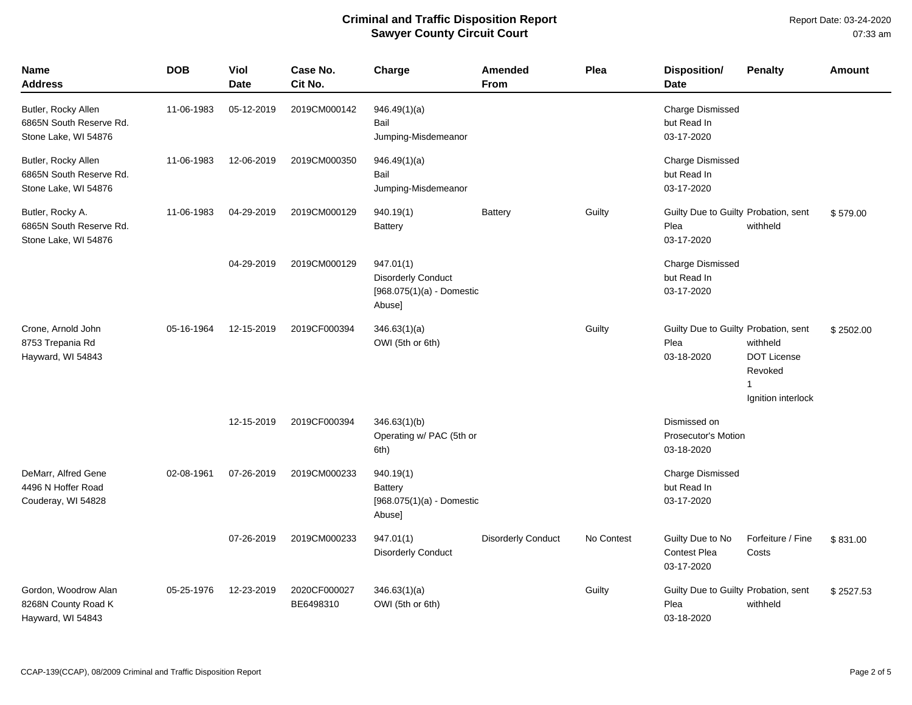# Criminal and Traffic Disposition Report
## Sawyer County Circuit Court

Report Date: 03-24-2020
07:33 am

| Name<br>Address | DOB | Viol<br>Date | Case No.<br>Cit No. | Charge | Amended<br>From | Plea | Disposition/<br>Date | Penalty | Amount |
|---|---|---|---|---|---|---|---|---|---|
| Butler, Rocky Allen<br>6865N South Reserve Rd.<br>Stone Lake, WI 54876 | 11-06-1983 | 05-12-2019 | 2019CM000142 | 946.49(1)(a)<br>Bail<br>Jumping-Misdemeanor | | | Charge Dismissed<br>but Read In<br>03-17-2020 | | |
| Butler, Rocky Allen<br>6865N South Reserve Rd.<br>Stone Lake, WI 54876 | 11-06-1983 | 12-06-2019 | 2019CM000350 | 946.49(1)(a)<br>Bail<br>Jumping-Misdemeanor | | | Charge Dismissed<br>but Read In<br>03-17-2020 | | |
| Butler, Rocky A.<br>6865N South Reserve Rd.<br>Stone Lake, WI 54876 | 11-06-1983 | 04-29-2019 | 2019CM000129 | 940.19(1)<br>Battery | Battery | Guilty | Guilty Due to Guilty<br>Plea<br>03-17-2020 | Probation, sent<br>withheld | $ 579.00 |
| | | 04-29-2019 | 2019CM000129 | 947.01(1)<br>Disorderly Conduct<br>[968.075(1)(a) - Domestic<br>Abuse] | | | Charge Dismissed<br>but Read In<br>03-17-2020 | | |
| Crone, Arnold John<br>8753 Trepania Rd<br>Hayward, WI 54843 | 05-16-1964 | 12-15-2019 | 2019CF000394 | 346.63(1)(a)<br>OWI (5th or 6th) | | Guilty | Guilty Due to Guilty<br>Plea<br>03-18-2020 | Probation, sent<br>withheld<br>DOT License<br>Revoked<br>1<br>Ignition interlock | $ 2502.00 |
| | | 12-15-2019 | 2019CF000394 | 346.63(1)(b)<br>Operating w/ PAC (5th or<br>6th) | | | Dismissed on<br>Prosecutor's Motion<br>03-18-2020 | | |
| DeMarr, Alfred Gene<br>4496 N Hoffer Road<br>Couderay, WI 54828 | 02-08-1961 | 07-26-2019 | 2019CM000233 | 940.19(1)<br>Battery<br>[968.075(1)(a) - Domestic<br>Abuse] | | | Charge Dismissed<br>but Read In<br>03-17-2020 | | |
| | | 07-26-2019 | 2019CM000233 | 947.01(1)<br>Disorderly Conduct | Disorderly Conduct | No Contest | Guilty Due to No<br>Contest Plea<br>03-17-2020 | Forfeiture / Fine<br>Costs | $ 831.00 |
| Gordon, Woodrow Alan<br>8268N County Road K<br>Hayward, WI 54843 | 05-25-1976 | 12-23-2019 | 2020CF000027<br>BE6498310 | 346.63(1)(a)<br>OWI (5th or 6th) | | Guilty | Guilty Due to Guilty<br>Plea<br>03-18-2020 | Probation, sent<br>withheld | $ 2527.53 |

CCAP-139(CCAP), 08/2009 Criminal and Traffic Disposition Report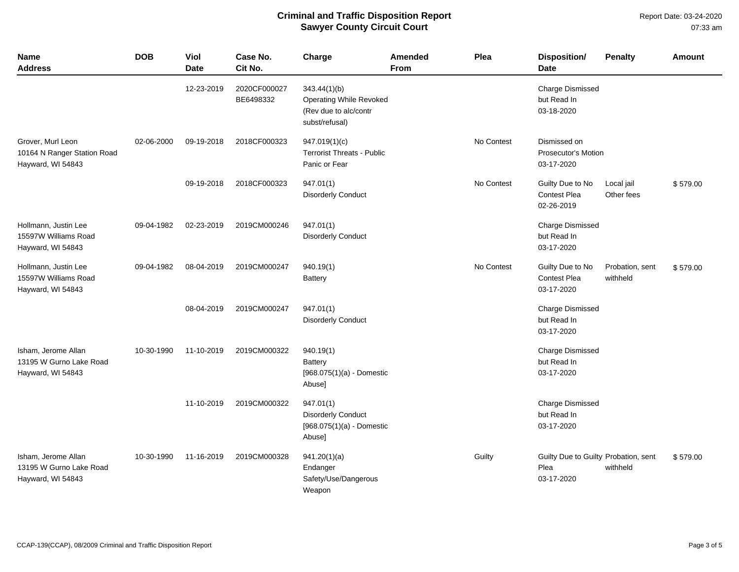# Criminal and Traffic Disposition Report
## Sawyer County Circuit Court

Report Date: 03-24-2020
07:33 am

| Name<br>Address | DOB | Viol<br>Date | Case No.<br>Cit No. | Charge | Amended<br>From | Plea | Disposition/<br>Date | Penalty | Amount |
|---|---|---|---|---|---|---|---|---|---|
| | | 12-23-2019 | 2020CF000027<br>BE6498332 | 343.44(1)(b)<br>Operating While Revoked (Rev due to alc/contr subst/refusal) | | | Charge Dismissed but Read In<br>03-18-2020 | | |
| Grover, Murl Leon<br>10164 N Ranger Station Road<br>Hayward, WI 54843 | 02-06-2000 | 09-19-2018 | 2018CF000323 | 947.019(1)(c)<br>Terrorist Threats - Public Panic or Fear | | No Contest | Dismissed on Prosecutor's Motion<br>03-17-2020 | | |
| | | 09-19-2018 | 2018CF000323 | 947.01(1)<br>Disorderly Conduct | | No Contest | Guilty Due to No Contest Plea<br>02-26-2019 | Local jail<br>Other fees | $ 579.00 |
| Hollmann, Justin Lee<br>15597W Williams Road<br>Hayward, WI 54843 | 09-04-1982 | 02-23-2019 | 2019CM000246 | 947.01(1)<br>Disorderly Conduct | | | Charge Dismissed but Read In<br>03-17-2020 | | |
| Hollmann, Justin Lee<br>15597W Williams Road<br>Hayward, WI 54843 | 09-04-1982 | 08-04-2019 | 2019CM000247 | 940.19(1)<br>Battery | | No Contest | Guilty Due to No Contest Plea<br>03-17-2020 | Probation, sent withheld | $ 579.00 |
| | | 08-04-2019 | 2019CM000247 | 947.01(1)<br>Disorderly Conduct | | | Charge Dismissed but Read In<br>03-17-2020 | | |
| Isham, Jerome Allan<br>13195 W Gurno Lake Road<br>Hayward, WI 54843 | 10-30-1990 | 11-10-2019 | 2019CM000322 | 940.19(1)<br>Battery<br>[968.075(1)(a) - Domestic Abuse] | | | Charge Dismissed but Read In<br>03-17-2020 | | |
| | | 11-10-2019 | 2019CM000322 | 947.01(1)<br>Disorderly Conduct<br>[968.075(1)(a) - Domestic Abuse] | | | Charge Dismissed but Read In<br>03-17-2020 | | |
| Isham, Jerome Allan<br>13195 W Gurno Lake Road<br>Hayward, WI 54843 | 10-30-1990 | 11-16-2019 | 2019CM000328 | 941.20(1)(a)<br>Endanger Safety/Use/Dangerous Weapon | | Guilty | Guilty Due to Guilty Plea<br>03-17-2020 | Probation, sent withheld | $ 579.00 |

CCAP-139(CCAP), 08/2009 Criminal and Traffic Disposition Report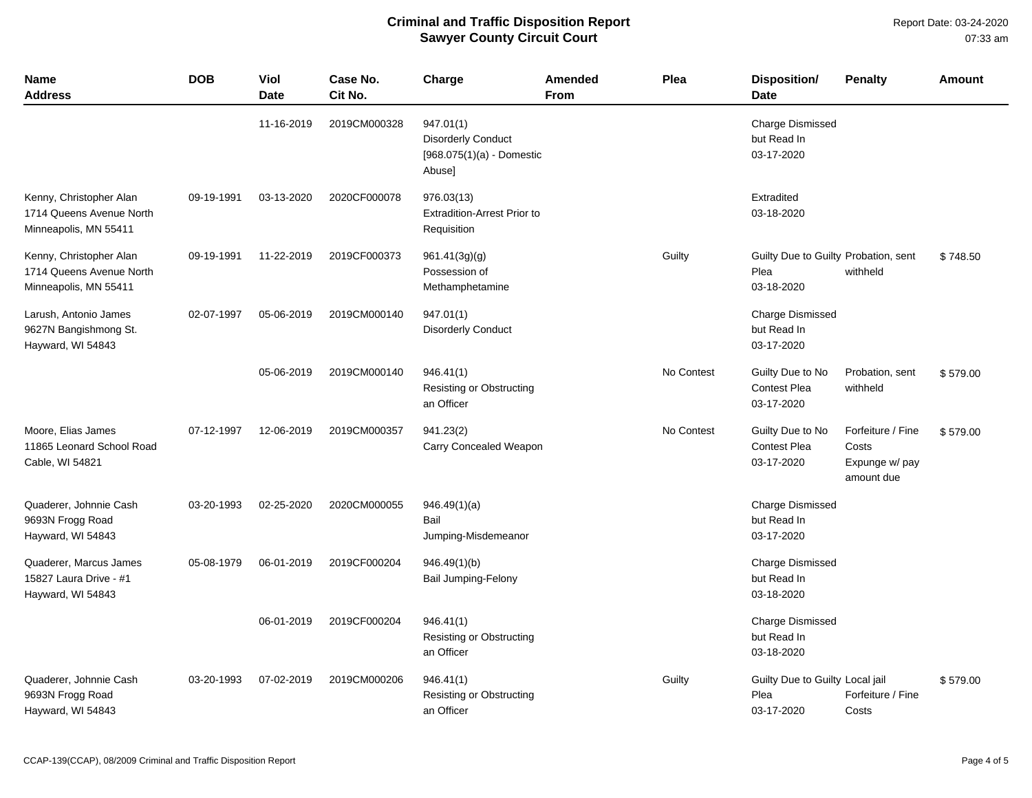# Criminal and Traffic Disposition Report
## Sawyer County Circuit Court

Report Date: 03-24-2020
07:33 am

| Name<br>Address | DOB | Viol Date | Case No.<br>Cit No. | Charge | Amended From | Plea | Disposition/<br>Date | Penalty | Amount |
|---|---|---|---|---|---|---|---|---|---|
| | | 11-16-2019 | 2019CM000328 | 947.01(1)<br>Disorderly Conduct<br>[968.075(1)(a) - Domestic Abuse] | | | Charge Dismissed but Read In<br>03-17-2020 | | |
| Kenny, Christopher Alan<br>1714 Queens Avenue North<br>Minneapolis, MN 55411 | 09-19-1991 | 03-13-2020 | 2020CF000078 | 976.03(13)<br>Extradition-Arrest Prior to Requisition | | | Extradited<br>03-18-2020 | | |
| Kenny, Christopher Alan<br>1714 Queens Avenue North<br>Minneapolis, MN 55411 | 09-19-1991 | 11-22-2019 | 2019CF000373 | 961.41(3g)(g)<br>Possession of Methamphetamine | | Guilty | Guilty Due to Guilty Plea<br>03-18-2020 | Probation, sent withheld | $ 748.50 |
| Larush, Antonio James<br>9627N Bangishmong St.<br>Hayward, WI 54843 | 02-07-1997 | 05-06-2019 | 2019CM000140 | 947.01(1)<br>Disorderly Conduct | | | Charge Dismissed but Read In<br>03-17-2020 | | |
| | | 05-06-2019 | 2019CM000140 | 946.41(1)<br>Resisting or Obstructing an Officer | | No Contest | Guilty Due to No Contest Plea<br>03-17-2020 | Probation, sent withheld | $ 579.00 |
| Moore, Elias James<br>11865 Leonard School Road<br>Cable, WI 54821 | 07-12-1997 | 12-06-2019 | 2019CM000357 | 941.23(2)<br>Carry Concealed Weapon | | No Contest | Guilty Due to No Contest Plea<br>03-17-2020 | Forfeiture / Fine<br>Costs<br>Expunge w/ pay amount due | $ 579.00 |
| Quaderer, Johnnie Cash<br>9693N Frogg Road<br>Hayward, WI 54843 | 03-20-1993 | 02-25-2020 | 2020CM000055 | 946.49(1)(a)<br>Bail Jumping-Misdemeanor | | | Charge Dismissed but Read In<br>03-17-2020 | | |
| Quaderer, Marcus James<br>15827 Laura Drive - #1<br>Hayward, WI 54843 | 05-08-1979 | 06-01-2019 | 2019CF000204 | 946.49(1)(b)<br>Bail Jumping-Felony | | | Charge Dismissed but Read In<br>03-18-2020 | | |
| | | 06-01-2019 | 2019CF000204 | 946.41(1)<br>Resisting or Obstructing an Officer | | | Charge Dismissed but Read In<br>03-18-2020 | | |
| Quaderer, Johnnie Cash<br>9693N Frogg Road<br>Hayward, WI 54843 | 03-20-1993 | 07-02-2019 | 2019CM000206 | 946.41(1)<br>Resisting or Obstructing an Officer | | Guilty | Guilty Due to Guilty Plea<br>03-17-2020 | Local jail<br>Forfeiture / Fine<br>Costs | $ 579.00 |

CCAP-139(CCAP), 08/2009 Criminal and Traffic Disposition Report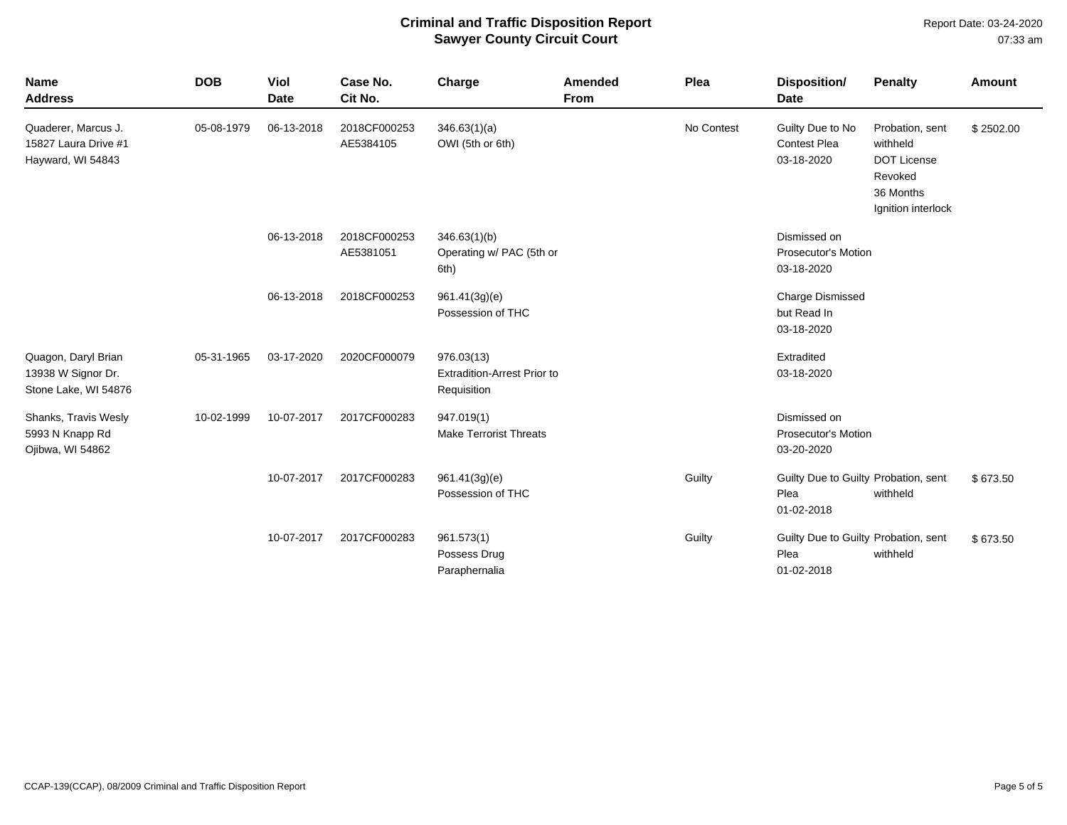# Criminal and Traffic Disposition Report
## Sawyer County Circuit Court

Report Date: 03-24-2020
07:33 am

| Name<br>Address | DOB | Viol<br>Date | Case No.<br>Cit No. | Charge | Amended<br>From | Plea | Disposition/<br>Date | Penalty | Amount |
|---|---|---|---|---|---|---|---|---|---|
| Quaderer, Marcus J.<br>15827 Laura Drive #1<br>Hayward, WI 54843 | 05-08-1979 | 06-13-2018 | 2018CF000253<br>AE5384105 | 346.63(1)(a)<br>OWI (5th or 6th) | | No Contest | Guilty Due to No Contest Plea<br>03-18-2020 | Probation, sent withheld<br>DOT License Revoked<br>36 Months<br>Ignition interlock | $ 2502.00 |
| | | 06-13-2018 | 2018CF000253<br>AE5381051 | 346.63(1)(b)<br>Operating w/ PAC (5th or 6th) | | | Dismissed on Prosecutor's Motion<br>03-18-2020 | | |
| | | 06-13-2018 | 2018CF000253 | 961.41(3g)(e)<br>Possession of THC | | | Charge Dismissed but Read In<br>03-18-2020 | | |
| Quagon, Daryl Brian<br>13938 W Signor Dr.<br>Stone Lake, WI 54876 | 05-31-1965 | 03-17-2020 | 2020CF000079 | 976.03(13)<br>Extradition-Arrest Prior to Requisition | | | Extradited<br>03-18-2020 | | |
| Shanks, Travis Wesly<br>5993 N Knapp Rd<br>Ojibwa, WI 54862 | 10-02-1999 | 10-07-2017 | 2017CF000283 | 947.019(1)<br>Make Terrorist Threats | | | Dismissed on Prosecutor's Motion<br>03-20-2020 | | |
| | | 10-07-2017 | 2017CF000283 | 961.41(3g)(e)<br>Possession of THC | | Guilty | Guilty Due to Guilty Plea<br>01-02-2018 | Probation, sent withheld | $ 673.50 |
| | | 10-07-2017 | 2017CF000283 | 961.573(1)<br>Possess Drug Paraphernalia | | Guilty | Guilty Due to Guilty Plea<br>01-02-2018 | Probation, sent withheld | $ 673.50 |

CCAP-139(CCAP), 08/2009 Criminal and Traffic Disposition Report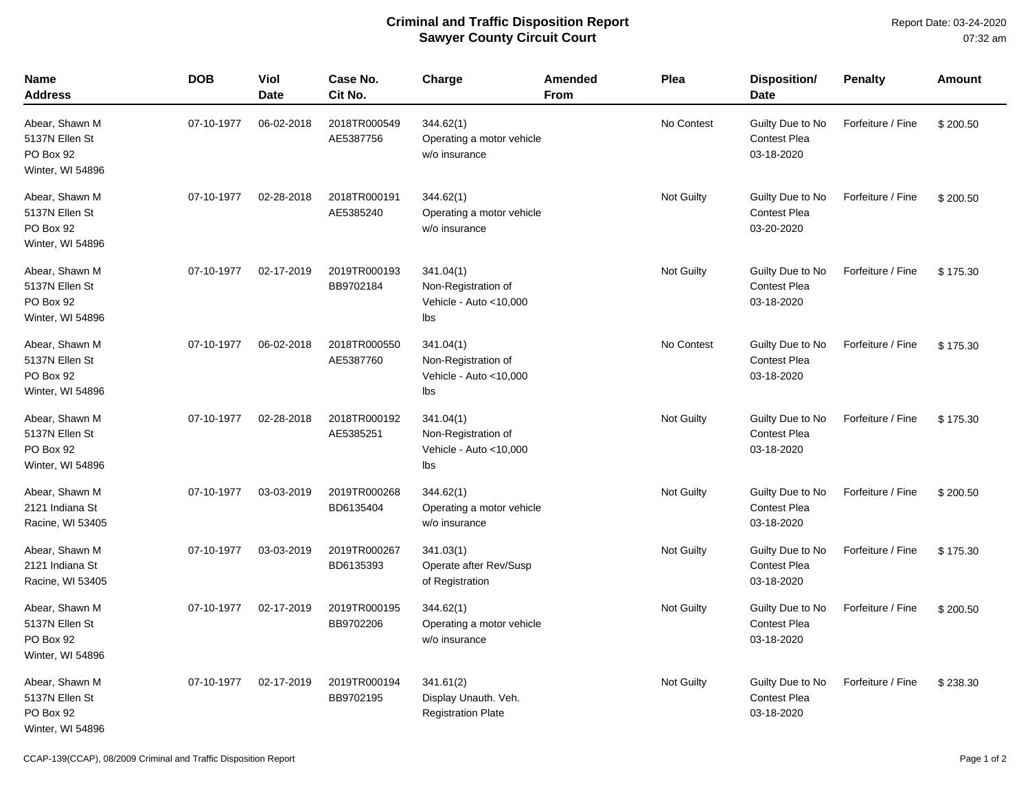# Criminal and Traffic Disposition Report
## Sawyer County Circuit Court

Report Date: 03-24-2020
07:32 am

| Name Address | DOB | Viol Date | Case No. Cit No. | Charge | Amended From | Plea | Disposition/ Date | Penalty | Amount |
|---|---|---|---|---|---|---|---|---|---|
| Abear, Shawn M 5137N Ellen St PO Box 92 Winter, WI 54896 | 07-10-1977 | 06-02-2018 | 2018TR000549 AE5387756 | 344.62(1) Operating a motor vehicle w/o insurance | | No Contest | Guilty Due to No Contest Plea 03-18-2020 | Forfeiture / Fine | $ 200.50 |
| Abear, Shawn M 5137N Ellen St PO Box 92 Winter, WI 54896 | 07-10-1977 | 02-28-2018 | 2018TR000191 AE5385240 | 344.62(1) Operating a motor vehicle w/o insurance | | Not Guilty | Guilty Due to No Contest Plea 03-20-2020 | Forfeiture / Fine | $ 200.50 |
| Abear, Shawn M 5137N Ellen St PO Box 92 Winter, WI 54896 | 07-10-1977 | 02-17-2019 | 2019TR000193 BB9702184 | 341.04(1) Non-Registration of Vehicle - Auto <10,000 lbs | | Not Guilty | Guilty Due to No Contest Plea 03-18-2020 | Forfeiture / Fine | $ 175.30 |
| Abear, Shawn M 5137N Ellen St PO Box 92 Winter, WI 54896 | 07-10-1977 | 06-02-2018 | 2018TR000550 AE5387760 | 341.04(1) Non-Registration of Vehicle - Auto <10,000 lbs | | No Contest | Guilty Due to No Contest Plea 03-18-2020 | Forfeiture / Fine | $ 175.30 |
| Abear, Shawn M 5137N Ellen St PO Box 92 Winter, WI 54896 | 07-10-1977 | 02-28-2018 | 2018TR000192 AE5385251 | 341.04(1) Non-Registration of Vehicle - Auto <10,000 lbs | | Not Guilty | Guilty Due to No Contest Plea 03-18-2020 | Forfeiture / Fine | $ 175.30 |
| Abear, Shawn M 2121 Indiana St Racine, WI 53405 | 07-10-1977 | 03-03-2019 | 2019TR000268 BD6135404 | 344.62(1) Operating a motor vehicle w/o insurance | | Not Guilty | Guilty Due to No Contest Plea 03-18-2020 | Forfeiture / Fine | $ 200.50 |
| Abear, Shawn M 2121 Indiana St Racine, WI 53405 | 07-10-1977 | 03-03-2019 | 2019TR000267 BD6135393 | 341.03(1) Operate after Rev/Susp of Registration | | Not Guilty | Guilty Due to No Contest Plea 03-18-2020 | Forfeiture / Fine | $ 175.30 |
| Abear, Shawn M 5137N Ellen St PO Box 92 Winter, WI 54896 | 07-10-1977 | 02-17-2019 | 2019TR000195 BB9702206 | 344.62(1) Operating a motor vehicle w/o insurance | | Not Guilty | Guilty Due to No Contest Plea 03-18-2020 | Forfeiture / Fine | $ 200.50 |
| Abear, Shawn M 5137N Ellen St PO Box 92 Winter, WI 54896 | 07-10-1977 | 02-17-2019 | 2019TR000194 BB9702195 | 341.61(2) Display Unauth. Veh. Registration Plate | | Not Guilty | Guilty Due to No Contest Plea 03-18-2020 | Forfeiture / Fine | $ 238.30 |

CCAP-139(CCAP), 08/2009 Criminal and Traffic Disposition Report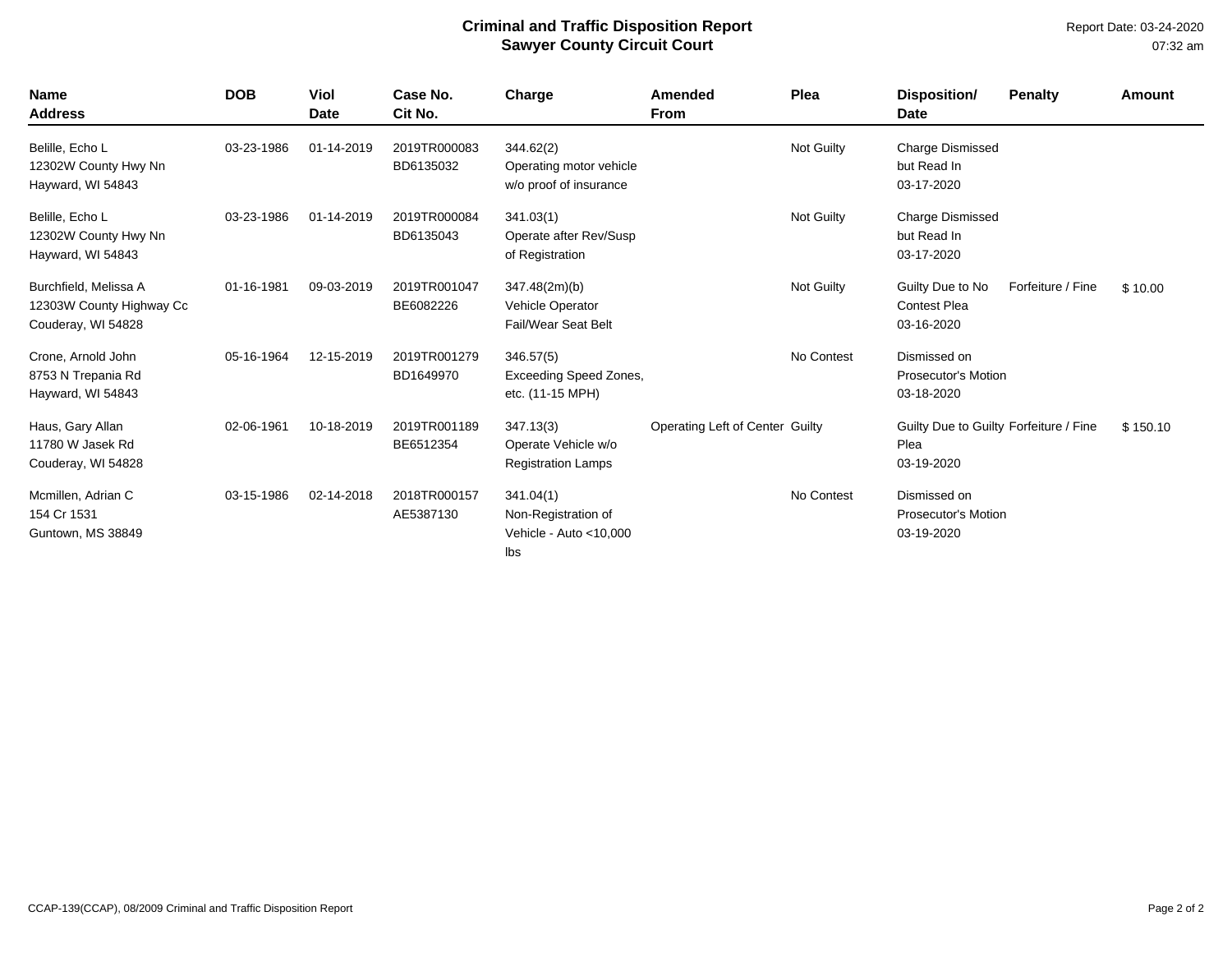**Criminal and Traffic Disposition Report**
**Sawyer County Circuit Court**

Report Date: 03-24-2020
07:32 am

| Name<br>Address | DOB | Viol Date | Case No.<br>Cit No. | Charge | Amended From | Plea | Disposition/<br>Date | Penalty | Amount |
|---|---|---|---|---|---|---|---|---|---|
| Belille, Echo L<br>12302W County Hwy Nn<br>Hayward, WI 54843 | 03-23-1986 | 01-14-2019 | 2019TR000083<br>BD6135032 | 344.62(2)<br>Operating motor vehicle w/o proof of insurance | | Not Guilty | Charge Dismissed but Read In<br>03-17-2020 | | |
| Belille, Echo L<br>12302W County Hwy Nn<br>Hayward, WI 54843 | 03-23-1986 | 01-14-2019 | 2019TR000084<br>BD6135043 | 341.03(1)<br>Operate after Rev/Susp of Registration | | Not Guilty | Charge Dismissed but Read In<br>03-17-2020 | | |
| Burchfield, Melissa A<br>12303W County Highway Cc<br>Couderay, WI 54828 | 01-16-1981 | 09-03-2019 | 2019TR001047<br>BE6082226 | 347.48(2m)(b)<br>Vehicle Operator Fail/Wear Seat Belt | | Not Guilty | Guilty Due to No Contest Plea<br>03-16-2020 | Forfeiture / Fine | $ 10.00 |
| Crone, Arnold John<br>8753 N Trepania Rd<br>Hayward, WI 54843 | 05-16-1964 | 12-15-2019 | 2019TR001279<br>BD1649970 | 346.57(5)<br>Exceeding Speed Zones, etc. (11-15 MPH) | | No Contest | Dismissed on Prosecutor's Motion<br>03-18-2020 | | |
| Haus, Gary Allan<br>11780 W Jasek Rd<br>Couderay, WI 54828 | 02-06-1961 | 10-18-2019 | 2019TR001189<br>BE6512354 | 347.13(3)<br>Operate Vehicle w/o Registration Lamps | Operating Left of Center | Guilty | Guilty Due to Guilty Plea<br>03-19-2020 | Forfeiture / Fine | $ 150.10 |
| Mcmillen, Adrian C<br>154 Cr 1531<br>Guntown, MS 38849 | 03-15-1986 | 02-14-2018 | 2018TR000157<br>AE5387130 | 341.04(1)<br>Non-Registration of Vehicle - Auto <10,000 lbs | | No Contest | Dismissed on Prosecutor's Motion<br>03-19-2020 | | |

CCAP-139(CCAP), 08/2009 Criminal and Traffic Disposition Report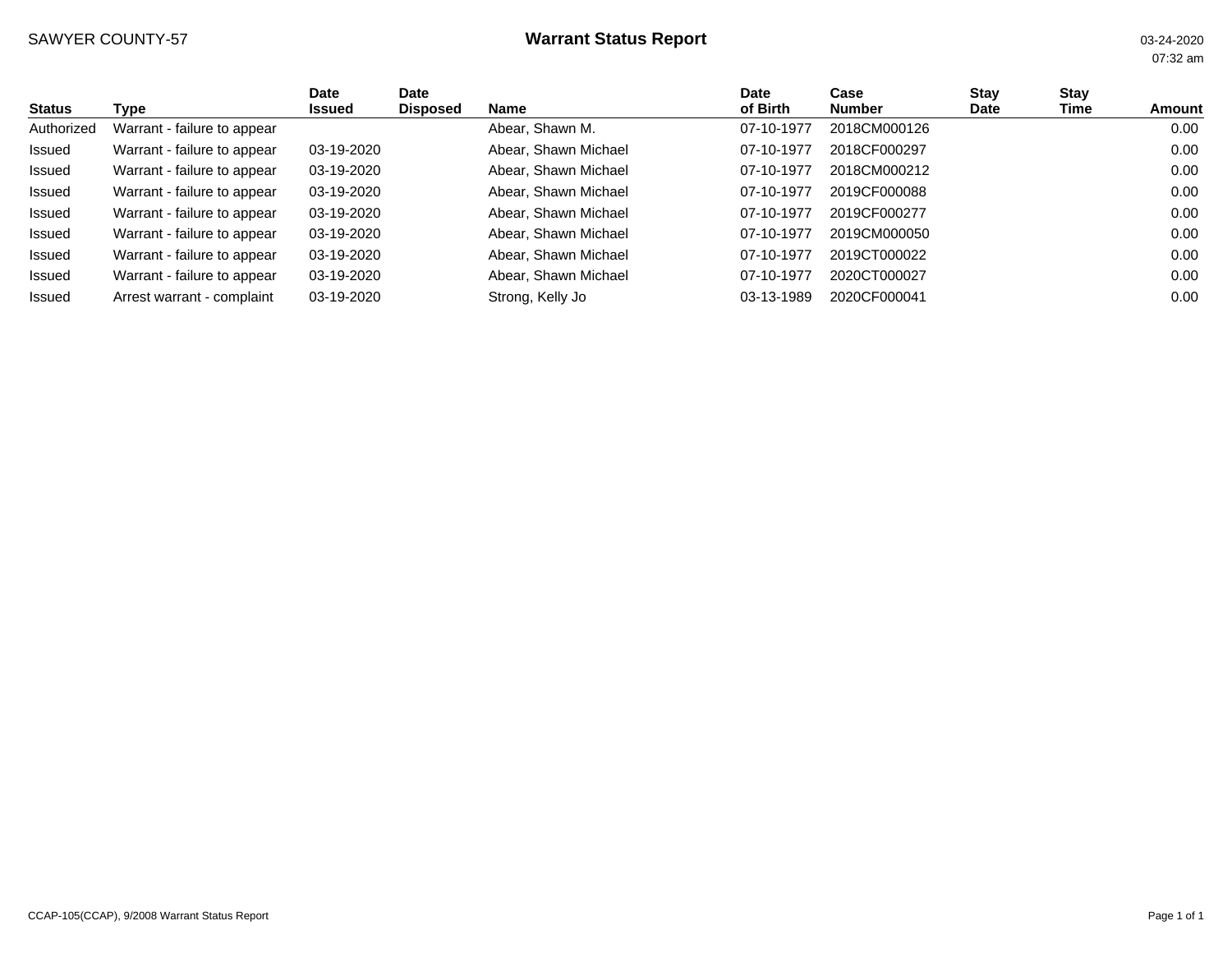SAWYER COUNTY-57

# Warrant Status Report

03-24-2020
07:32 am

| Status | Type | Date Issued | Date Disposed | Name | Date of Birth | Case Number | Stay Date | Stay Time | Amount |
|---|---|---|---|---|---|---|---|---|---|
| Authorized | Warrant - failure to appear | | | Abear, Shawn M. | 07-10-1977 | 2018CM000126 | | | 0.00 |
| Issued | Warrant - failure to appear | 03-19-2020 | | Abear, Shawn Michael | 07-10-1977 | 2018CF000297 | | | 0.00 |
| Issued | Warrant - failure to appear | 03-19-2020 | | Abear, Shawn Michael | 07-10-1977 | 2018CM000212 | | | 0.00 |
| Issued | Warrant - failure to appear | 03-19-2020 | | Abear, Shawn Michael | 07-10-1977 | 2019CF000088 | | | 0.00 |
| Issued | Warrant - failure to appear | 03-19-2020 | | Abear, Shawn Michael | 07-10-1977 | 2019CF000277 | | | 0.00 |
| Issued | Warrant - failure to appear | 03-19-2020 | | Abear, Shawn Michael | 07-10-1977 | 2019CM000050 | | | 0.00 |
| Issued | Warrant - failure to appear | 03-19-2020 | | Abear, Shawn Michael | 07-10-1977 | 2019CT000022 | | | 0.00 |
| Issued | Warrant - failure to appear | 03-19-2020 | | Abear, Shawn Michael | 07-10-1977 | 2020CT000027 | | | 0.00 |
| Issued | Arrest warrant - complaint | 03-19-2020 | | Strong, Kelly Jo | 03-13-1989 | 2020CF000041 | | | 0.00 |

CCAP-105(CCAP), 9/2008 Warrant Status Report